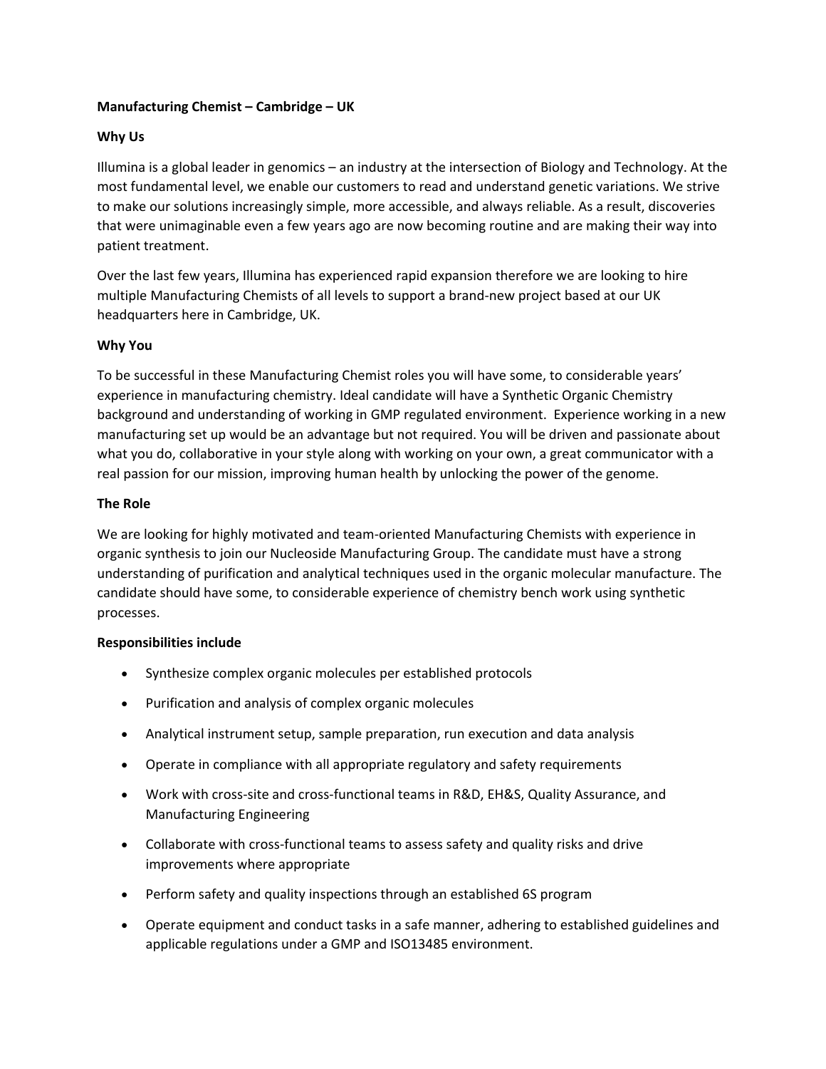**Manufacturing Chemist – Cambridge – UK**

**Why Us**

Illumina is a global leader in genomics – an industry at the intersection of Biology and Technology. At the most fundamental level, we enable our customers to read and understand genetic variations. We strive to make our solutions increasingly simple, more accessible, and always reliable. As a result, discoveries that were unimaginable even a few years ago are now becoming routine and are making their way into patient treatment.

Over the last few years, Illumina has experienced rapid expansion therefore we are looking to hire multiple Manufacturing Chemists of all levels to support a brand-new project based at our UK headquarters here in Cambridge, UK.

**Why You**

To be successful in these Manufacturing Chemist roles you will have some, to considerable years' experience in manufacturing chemistry. Ideal candidate will have a Synthetic Organic Chemistry background and understanding of working in GMP regulated environment. Experience working in a new manufacturing set up would be an advantage but not required. You will be driven and passionate about what you do, collaborative in your style along with working on your own, a great communicator with a real passion for our mission, improving human health by unlocking the power of the genome.

**The Role**

We are looking for highly motivated and team-oriented Manufacturing Chemists with experience in organic synthesis to join our Nucleoside Manufacturing Group. The candidate must have a strong understanding of purification and analytical techniques used in the organic molecular manufacture. The candidate should have some, to considerable experience of chemistry bench work using synthetic processes.

**Responsibilities include**

- Synthesize complex organic molecules per established protocols
- Purification and analysis of complex organic molecules
- Analytical instrument setup, sample preparation, run execution and data analysis
- Operate in compliance with all appropriate regulatory and safety requirements
- Work with cross-site and cross-functional teams in R&D, EH&S, Quality Assurance, and Manufacturing Engineering
- Collaborate with cross-functional teams to assess safety and quality risks and drive improvements where appropriate
- Perform safety and quality inspections through an established 6S program
- Operate equipment and conduct tasks in a safe manner, adhering to established guidelines and applicable regulations under a GMP and ISO13485 environment.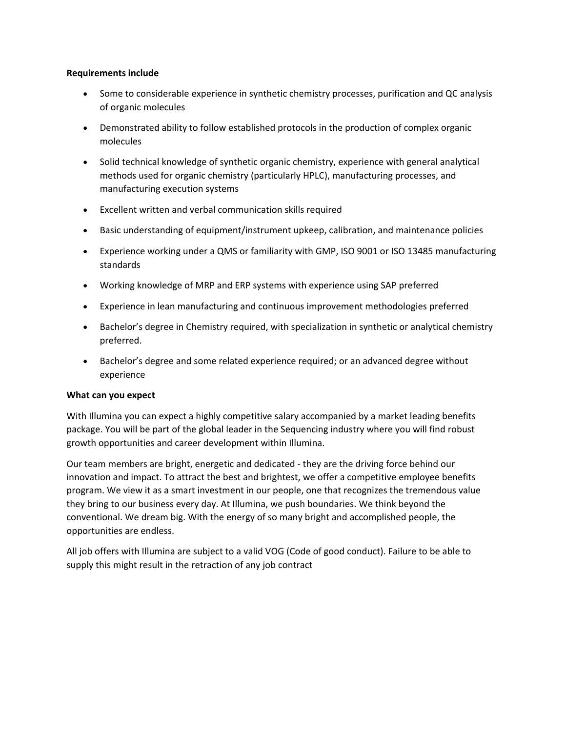**Requirements include**

- Some to considerable experience in synthetic chemistry processes, purification and QC analysis of organic molecules
- Demonstrated ability to follow established protocols in the production of complex organic molecules
- Solid technical knowledge of synthetic organic chemistry, experience with general analytical methods used for organic chemistry (particularly HPLC), manufacturing processes, and manufacturing execution systems
- Excellent written and verbal communication skills required
- Basic understanding of equipment/instrument upkeep, calibration, and maintenance policies
- Experience working under a QMS or familiarity with GMP, ISO 9001 or ISO 13485 manufacturing standards
- Working knowledge of MRP and ERP systems with experience using SAP preferred
- Experience in lean manufacturing and continuous improvement methodologies preferred
- Bachelor's degree in Chemistry required, with specialization in synthetic or analytical chemistry preferred.
- Bachelor's degree and some related experience required; or an advanced degree without experience

**What can you expect**

With Illumina you can expect a highly competitive salary accompanied by a market leading benefits package. You will be part of the global leader in the Sequencing industry where you will find robust growth opportunities and career development within Illumina.

Our team members are bright, energetic and dedicated - they are the driving force behind our innovation and impact. To attract the best and brightest, we offer a competitive employee benefits program. We view it as a smart investment in our people, one that recognizes the tremendous value they bring to our business every day. At Illumina, we push boundaries. We think beyond the conventional. We dream big. With the energy of so many bright and accomplished people, the opportunities are endless.

All job offers with Illumina are subject to a valid VOG (Code of good conduct). Failure to be able to supply this might result in the retraction of any job contract